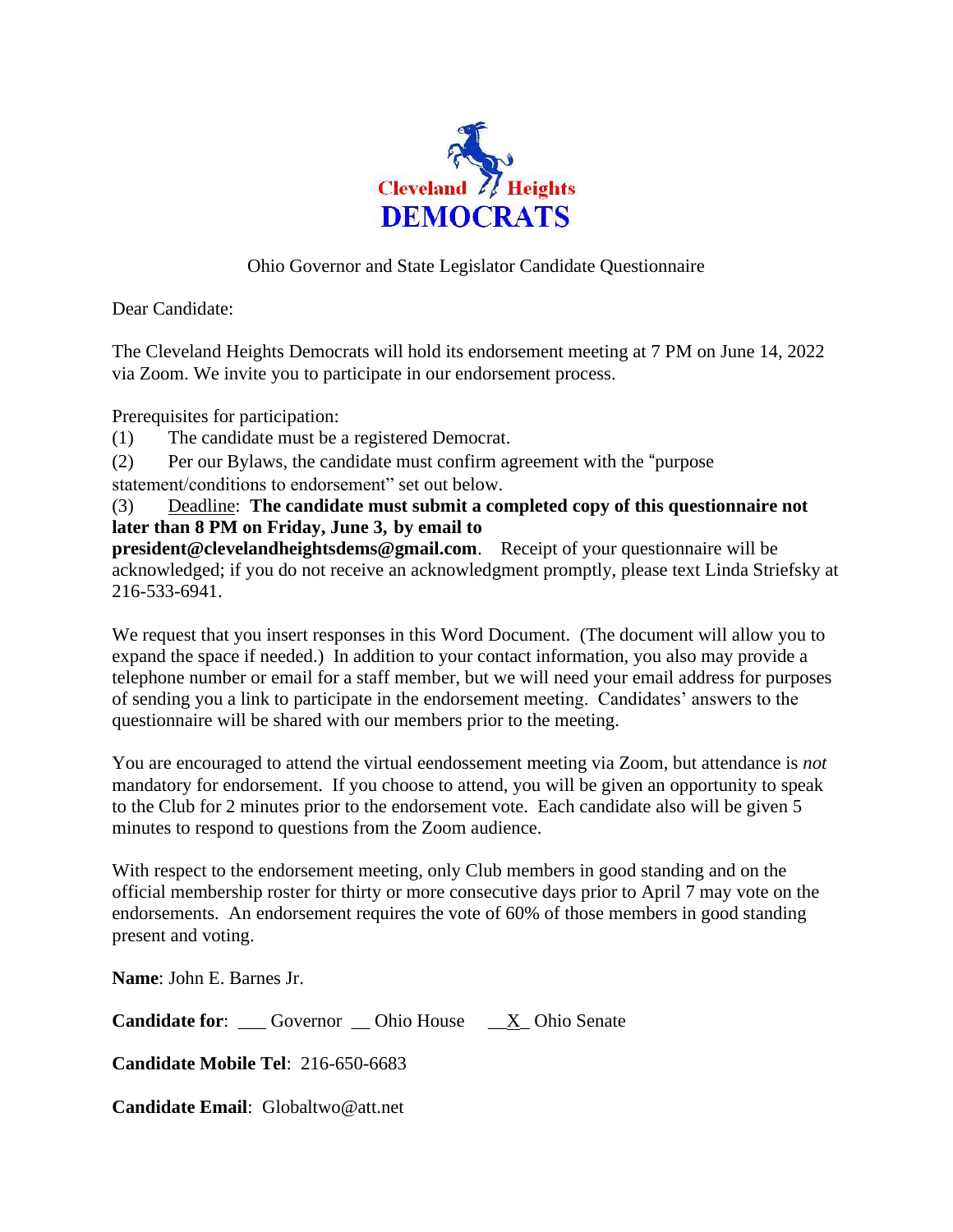Cleveland Heights DEMOCRATS

Ohio Governor and State Legislator Candidate Questionnaire

Dear Candidate:

The Cleveland Heights Democrats will hold its endorsement meeting at 7 PM on June 14, 2022 via Zoom. We invite you to participate in our endorsement process.

Prerequisites for participation:

(1) The candidate must be a registered Democrat.

(2) Per our Bylaws, the candidate must confirm agreement with the "purpose statement/conditions to endorsement" set out below.

(3) Deadline: **The candidate must submit a completed copy of this questionnaire not later than 8 PM on Friday, June 3, by email to president@clevelandheightsdems@gmail.com**. Receipt of your questionnaire will be acknowledged; if you do not receive an acknowledgment promptly, please text Linda Striefsky at 216-533-6941.

We request that you insert responses in this Word Document. (The document will allow you to expand the space if needed.) In addition to your contact information, you also may provide a telephone number or email for a staff member, but we will need your email address for purposes of sending you a link to participate in the endorsement meeting. Candidates' answers to the questionnaire will be shared with our members prior to the meeting.

You are encouraged to attend the virtual eendossement meeting via Zoom, but attendance is *not* mandatory for endorsement. If you choose to attend, you will be given an opportunity to speak to the Club for 2 minutes prior to the endorsement vote. Each candidate also will be given 5 minutes to respond to questions from the Zoom audience.

With respect to the endorsement meeting, only Club members in good standing and on the official membership roster for thirty or more consecutive days prior to April 7 may vote on the endorsements. An endorsement requires the vote of 60% of those members in good standing present and voting.

**Name**: John E. Barnes Jr.

**Candidate for**: ___ Governor __ Ohio House __X_ Ohio Senate

**Candidate Mobile Tel**: 216-650-6683

**Candidate Email**: Globaltwo@att.net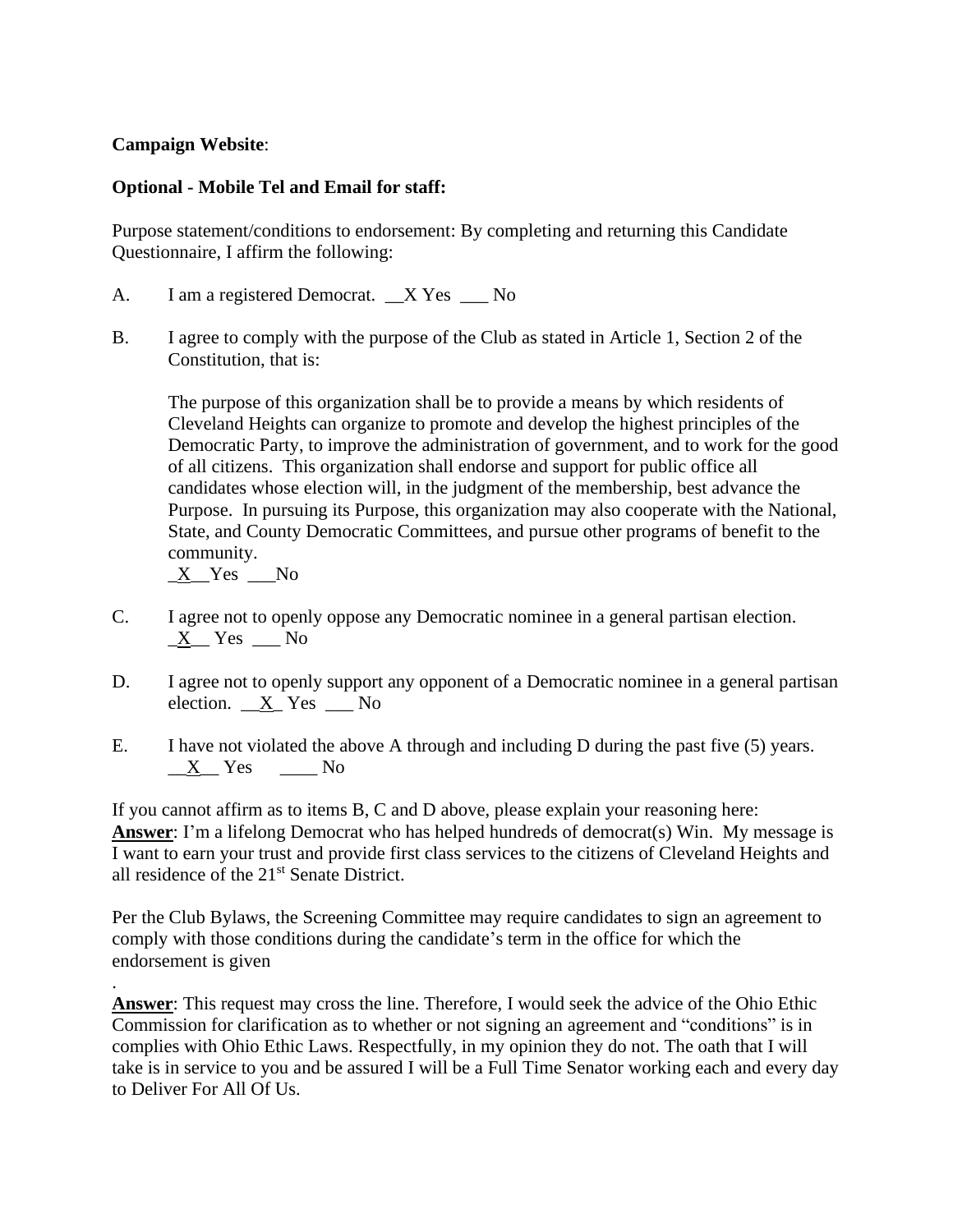**Campaign Website**:

**Optional - Mobile Tel and Email for staff:**

Purpose statement/conditions to endorsement: By completing and returning this Candidate Questionnaire, I affirm the following:

A. I am a registered Democrat. __X Yes ___ No

B. I agree to comply with the purpose of the Club as stated in Article 1, Section 2 of the Constitution, that is:

   The purpose of this organization shall be to provide a means by which residents of Cleveland Heights can organize to promote and develop the highest principles of the Democratic Party, to improve the administration of government, and to work for the good of all citizens. This organization shall endorse and support for public office all candidates whose election will, in the judgment of the membership, best advance the Purpose. In pursuing its Purpose, this organization may also cooperate with the National, State, and County Democratic Committees, and pursue other programs of benefit to the community.
   _X__Yes ___No

C. I agree not to openly oppose any Democratic nominee in a general partisan election.
   _X__ Yes ___ No

D. I agree not to openly support any opponent of a Democratic nominee in a general partisan election. __X_ Yes ___ No

E. I have not violated the above A through and including D during the past five (5) years.
   __X__ Yes ____ No

If you cannot affirm as to items B, C and D above, please explain your reasoning here:
**Answer**: I'm a lifelong Democrat who has helped hundreds of democrat(s) Win. My message is I want to earn your trust and provide first class services to the citizens of Cleveland Heights and all residence of the 21st Senate District.

Per the Club Bylaws, the Screening Committee may require candidates to sign an agreement to comply with those conditions during the candidate's term in the office for which the endorsement is given

.
**Answer**: This request may cross the line. Therefore, I would seek the advice of the Ohio Ethic Commission for clarification as to whether or not signing an agreement and "conditions" is in complies with Ohio Ethic Laws. Respectfully, in my opinion they do not. The oath that I will take is in service to you and be assured I will be a Full Time Senator working each and every day to Deliver For All Of Us.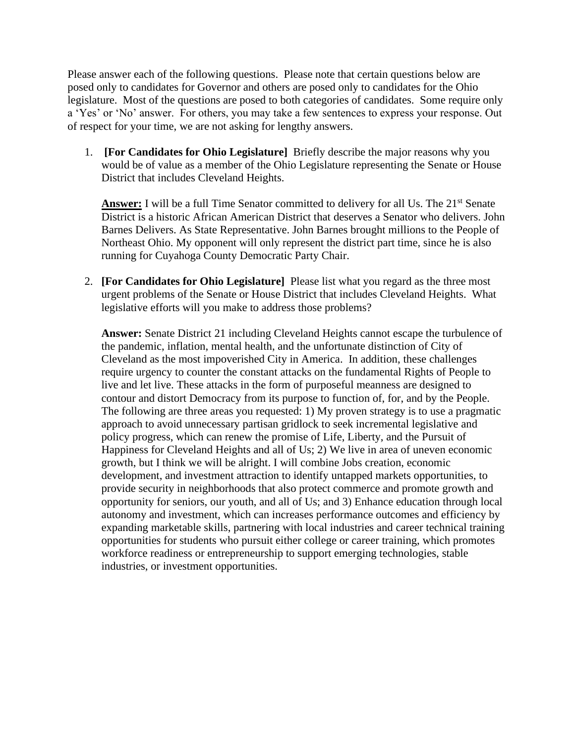Please answer each of the following questions. Please note that certain questions below are posed only to candidates for Governor and others are posed only to candidates for the Ohio legislature. Most of the questions are posed to both categories of candidates. Some require only a 'Yes' or 'No' answer. For others, you may take a few sentences to express your response. Out of respect for your time, we are not asking for lengthy answers.

1. **[For Candidates for Ohio Legislature]** Briefly describe the major reasons why you would be of value as a member of the Ohio Legislature representing the Senate or House District that includes Cleveland Heights.

   **Answer:** I will be a full Time Senator committed to delivery for all Us. The 21st Senate District is a historic African American District that deserves a Senator who delivers. John Barnes Delivers. As State Representative. John Barnes brought millions to the People of Northeast Ohio. My opponent will only represent the district part time, since he is also running for Cuyahoga County Democratic Party Chair.

2. **[For Candidates for Ohio Legislature]** Please list what you regard as the three most urgent problems of the Senate or House District that includes Cleveland Heights. What legislative efforts will you make to address those problems?

   **Answer:** Senate District 21 including Cleveland Heights cannot escape the turbulence of the pandemic, inflation, mental health, and the unfortunate distinction of City of Cleveland as the most impoverished City in America. In addition, these challenges require urgency to counter the constant attacks on the fundamental Rights of People to live and let live. These attacks in the form of purposeful meanness are designed to contour and distort Democracy from its purpose to function of, for, and by the People. The following are three areas you requested: 1) My proven strategy is to use a pragmatic approach to avoid unnecessary partisan gridlock to seek incremental legislative and policy progress, which can renew the promise of Life, Liberty, and the Pursuit of Happiness for Cleveland Heights and all of Us; 2) We live in area of uneven economic growth, but I think we will be alright. I will combine Jobs creation, economic development, and investment attraction to identify untapped markets opportunities, to provide security in neighborhoods that also protect commerce and promote growth and opportunity for seniors, our youth, and all of Us; and 3) Enhance education through local autonomy and investment, which can increases performance outcomes and efficiency by expanding marketable skills, partnering with local industries and career technical training opportunities for students who pursuit either college or career training, which promotes workforce readiness or entrepreneurship to support emerging technologies, stable industries, or investment opportunities.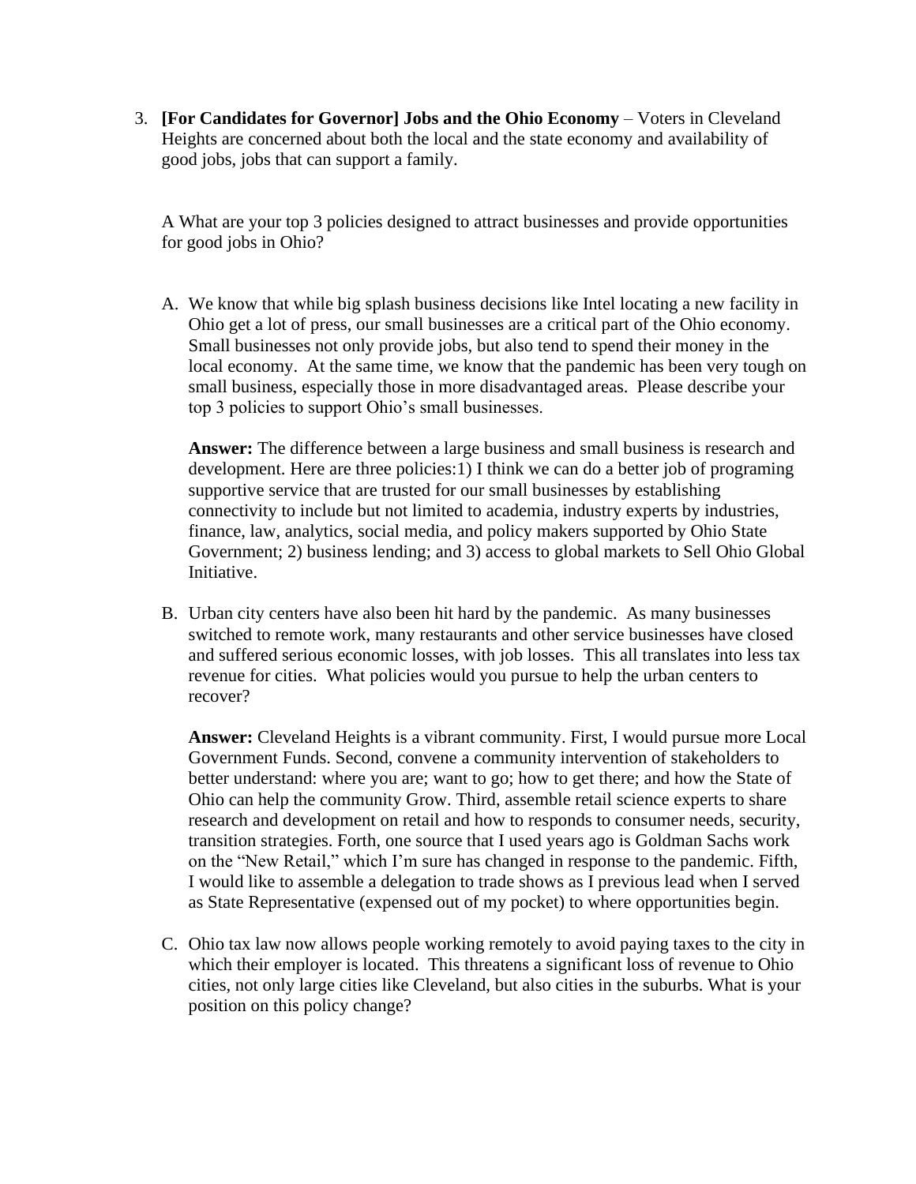3. **[For Candidates for Governor] Jobs and the Ohio Economy** – Voters in Cleveland Heights are concerned about both the local and the state economy and availability of good jobs, jobs that can support a family.

   A What are your top 3 policies designed to attract businesses and provide opportunities for good jobs in Ohio?

   A. We know that while big splash business decisions like Intel locating a new facility in Ohio get a lot of press, our small businesses are a critical part of the Ohio economy. Small businesses not only provide jobs, but also tend to spend their money in the local economy. At the same time, we know that the pandemic has been very tough on small business, especially those in more disadvantaged areas. Please describe your top 3 policies to support Ohio's small businesses.

      **Answer:** The difference between a large business and small business is research and development. Here are three policies:1) I think we can do a better job of programing supportive service that are trusted for our small businesses by establishing connectivity to include but not limited to academia, industry experts by industries, finance, law, analytics, social media, and policy makers supported by Ohio State Government; 2) business lending; and 3) access to global markets to Sell Ohio Global Initiative.

   B. Urban city centers have also been hit hard by the pandemic. As many businesses switched to remote work, many restaurants and other service businesses have closed and suffered serious economic losses, with job losses. This all translates into less tax revenue for cities. What policies would you pursue to help the urban centers to recover?

      **Answer:** Cleveland Heights is a vibrant community. First, I would pursue more Local Government Funds. Second, convene a community intervention of stakeholders to better understand: where you are; want to go; how to get there; and how the State of Ohio can help the community Grow. Third, assemble retail science experts to share research and development on retail and how to responds to consumer needs, security, transition strategies. Forth, one source that I used years ago is Goldman Sachs work on the "New Retail," which I'm sure has changed in response to the pandemic. Fifth, I would like to assemble a delegation to trade shows as I previous lead when I served as State Representative (expensed out of my pocket) to where opportunities begin.

   C. Ohio tax law now allows people working remotely to avoid paying taxes to the city in which their employer is located. This threatens a significant loss of revenue to Ohio cities, not only large cities like Cleveland, but also cities in the suburbs. What is your position on this policy change?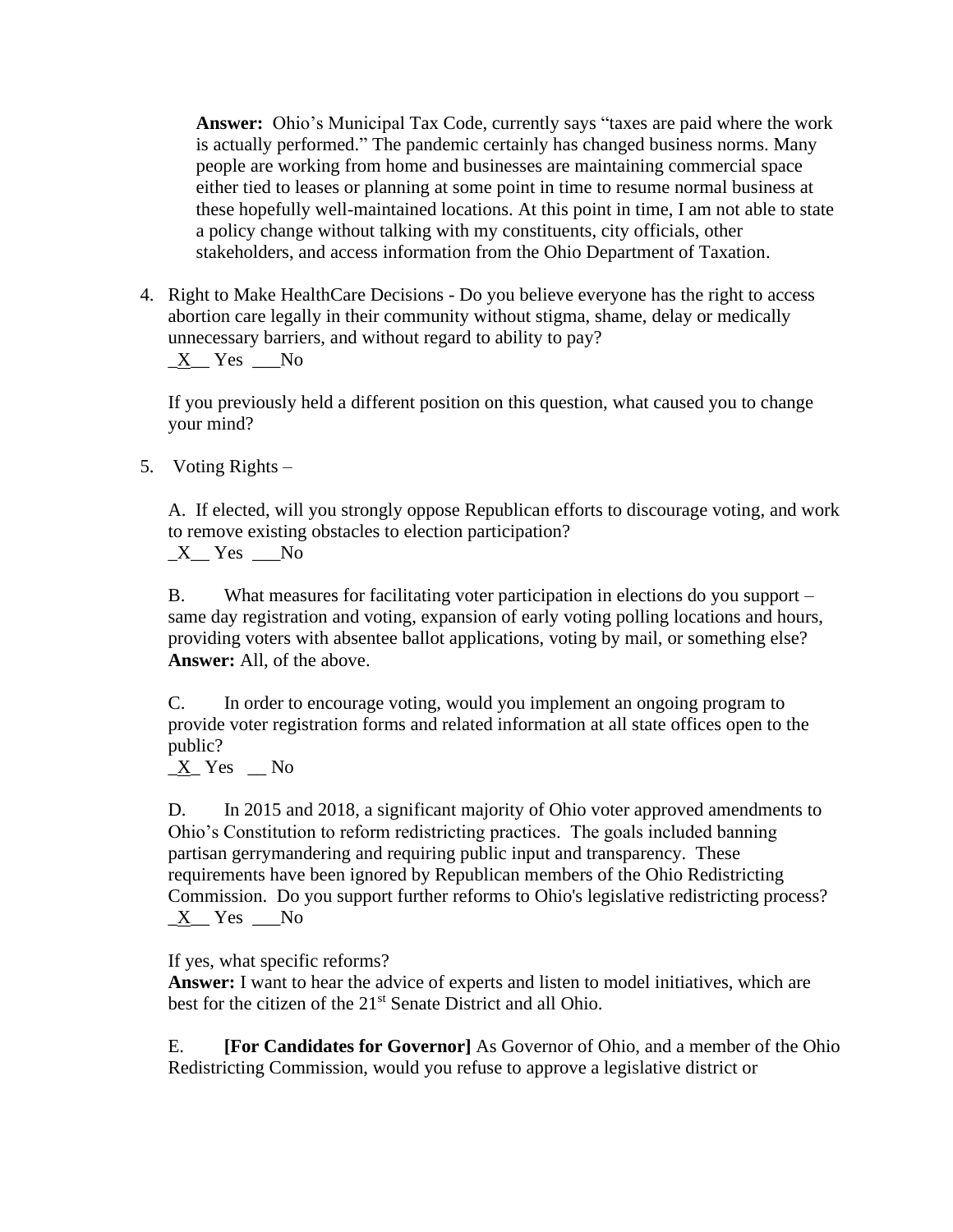**Answer:** Ohio's Municipal Tax Code, currently says "taxes are paid where the work is actually performed." The pandemic certainly has changed business norms. Many people are working from home and businesses are maintaining commercial space either tied to leases or planning at some point in time to resume normal business at these hopefully well-maintained locations. At this point in time, I am not able to state a policy change without talking with my constituents, city officials, other stakeholders, and access information from the Ohio Department of Taxation.

4. Right to Make HealthCare Decisions - Do you believe everyone has the right to access abortion care legally in their community without stigma, shame, delay or medically unnecessary barriers, and without regard to ability to pay?
   _X__ Yes ___No

   If you previously held a different position on this question, what caused you to change your mind?

5. Voting Rights –

   A. If elected, will you strongly oppose Republican efforts to discourage voting, and work to remove existing obstacles to election participation?
   _X__ Yes ___No

   B. What measures for facilitating voter participation in elections do you support – same day registration and voting, expansion of early voting polling locations and hours, providing voters with absentee ballot applications, voting by mail, or something else?
   **Answer:** All, of the above.

   C. In order to encourage voting, would you implement an ongoing program to provide voter registration forms and related information at all state offices open to the public?
   _X_ Yes __ No

   D. In 2015 and 2018, a significant majority of Ohio voter approved amendments to Ohio's Constitution to reform redistricting practices. The goals included banning partisan gerrymandering and requiring public input and transparency. These requirements have been ignored by Republican members of the Ohio Redistricting Commission. Do you support further reforms to Ohio's legislative redistricting process?
   _X__ Yes ___No

   If yes, what specific reforms?
   **Answer:** I want to hear the advice of experts and listen to model initiatives, which are best for the citizen of the 21st Senate District and all Ohio.

   E. **[For Candidates for Governor]** As Governor of Ohio, and a member of the Ohio Redistricting Commission, would you refuse to approve a legislative district or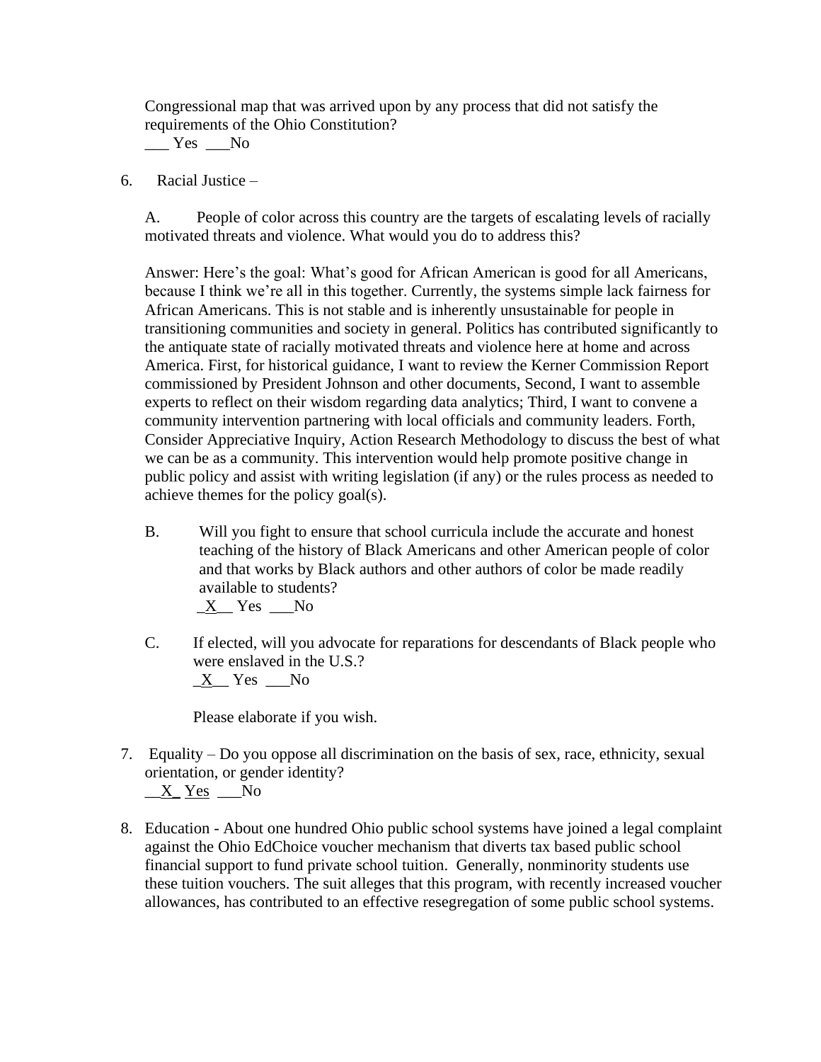Congressional map that was arrived upon by any process that did not satisfy the requirements of the Ohio Constitution?
___ Yes ___No

6. Racial Justice –

   A. People of color across this country are the targets of escalating levels of racially motivated threats and violence. What would you do to address this?

   Answer: Here's the goal: What's good for African American is good for all Americans, because I think we're all in this together. Currently, the systems simple lack fairness for African Americans. This is not stable and is inherently unsustainable for people in transitioning communities and society in general. Politics has contributed significantly to the antiquate state of racially motivated threats and violence here at home and across America. First, for historical guidance, I want to review the Kerner Commission Report commissioned by President Johnson and other documents, Second, I want to assemble experts to reflect on their wisdom regarding data analytics; Third, I want to convene a community intervention partnering with local officials and community leaders. Forth, Consider Appreciative Inquiry, Action Research Methodology to discuss the best of what we can be as a community. This intervention would help promote positive change in public policy and assist with writing legislation (if any) or the rules process as needed to achieve themes for the policy goal(s).

   B. Will you fight to ensure that school curricula include the accurate and honest teaching of the history of Black Americans and other American people of color and that works by Black authors and other authors of color be made readily available to students?
   _X__ Yes ___No

   C. If elected, will you advocate for reparations for descendants of Black people who were enslaved in the U.S.?
   _X__ Yes ___No

   Please elaborate if you wish.

7. Equality – Do you oppose all discrimination on the basis of sex, race, ethnicity, sexual orientation, or gender identity?
   __X_ Yes ___No

8. Education - About one hundred Ohio public school systems have joined a legal complaint against the Ohio EdChoice voucher mechanism that diverts tax based public school financial support to fund private school tuition. Generally, nonminority students use these tuition vouchers. The suit alleges that this program, with recently increased voucher allowances, has contributed to an effective resegregation of some public school systems.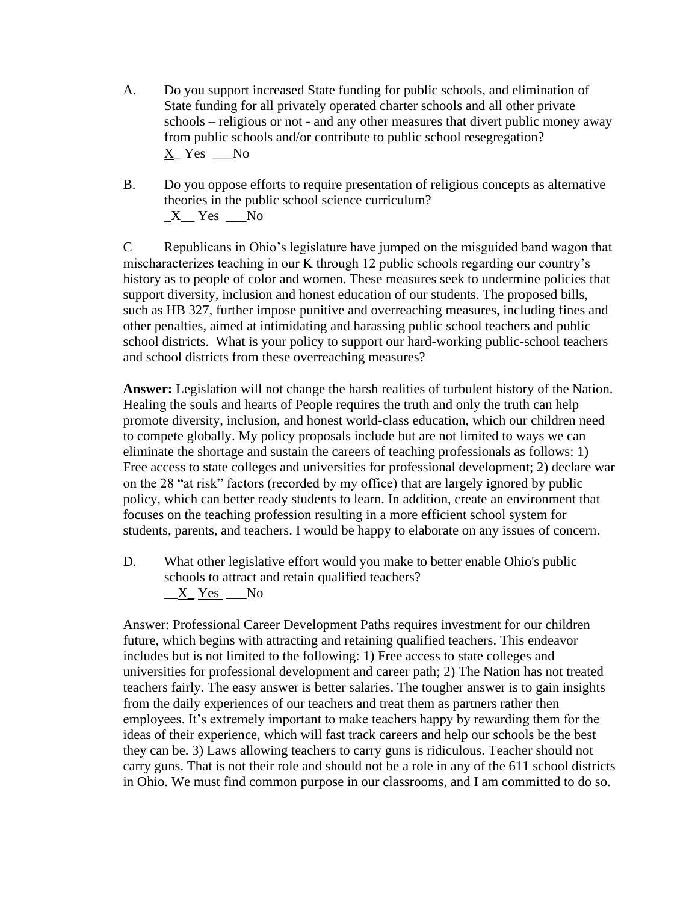A. Do you support increased State funding for public schools, and elimination of State funding for all privately operated charter schools and all other private schools – religious or not - and any other measures that divert public money away from public schools and/or contribute to public school resegregation?
X_ Yes ___No

B. Do you oppose efforts to require presentation of religious concepts as alternative theories in the public school science curriculum?
_X_ Yes ___No

C Republicans in Ohio's legislature have jumped on the misguided band wagon that mischaracterizes teaching in our K through 12 public schools regarding our country's history as to people of color and women. These measures seek to undermine policies that support diversity, inclusion and honest education of our students. The proposed bills, such as HB 327, further impose punitive and overreaching measures, including fines and other penalties, aimed at intimidating and harassing public school teachers and public school districts. What is your policy to support our hard-working public-school teachers and school districts from these overreaching measures?

**Answer:** Legislation will not change the harsh realities of turbulent history of the Nation. Healing the souls and hearts of People requires the truth and only the truth can help promote diversity, inclusion, and honest world-class education, which our children need to compete globally. My policy proposals include but are not limited to ways we can eliminate the shortage and sustain the careers of teaching professionals as follows: 1) Free access to state colleges and universities for professional development; 2) declare war on the 28 "at risk" factors (recorded by my office) that are largely ignored by public policy, which can better ready students to learn. In addition, create an environment that focuses on the teaching profession resulting in a more efficient school system for students, parents, and teachers. I would be happy to elaborate on any issues of concern.

D. What other legislative effort would you make to better enable Ohio's public schools to attract and retain qualified teachers?
__X_ Yes ___No

Answer: Professional Career Development Paths requires investment for our children future, which begins with attracting and retaining qualified teachers. This endeavor includes but is not limited to the following: 1) Free access to state colleges and universities for professional development and career path; 2) The Nation has not treated teachers fairly. The easy answer is better salaries. The tougher answer is to gain insights from the daily experiences of our teachers and treat them as partners rather then employees. It's extremely important to make teachers happy by rewarding them for the ideas of their experience, which will fast track careers and help our schools be the best they can be. 3) Laws allowing teachers to carry guns is ridiculous. Teacher should not carry guns. That is not their role and should not be a role in any of the 611 school districts in Ohio. We must find common purpose in our classrooms, and I am committed to do so.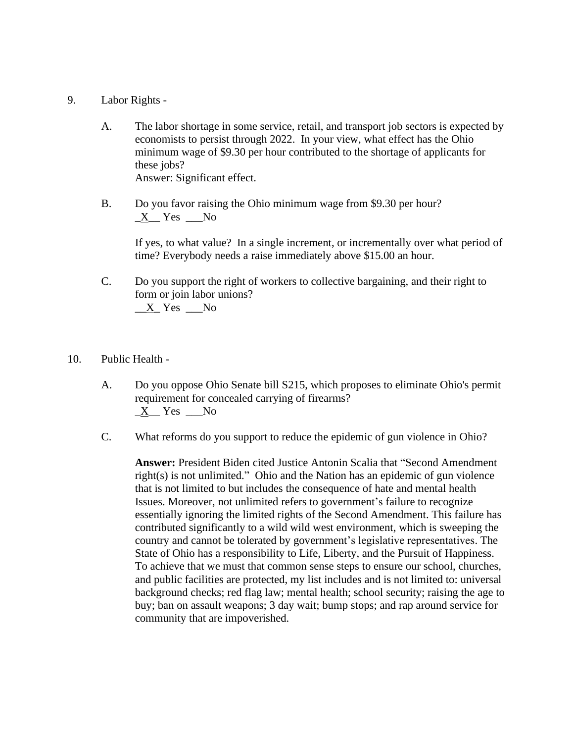9. Labor Rights -

   A. The labor shortage in some service, retail, and transport job sectors is expected by economists to persist through 2022. In your view, what effect has the Ohio minimum wage of $9.30 per hour contributed to the shortage of applicants for these jobs?
   Answer: Significant effect.

   B. Do you favor raising the Ohio minimum wage from $9.30 per hour?
   _X__ Yes ___No

   If yes, to what value? In a single increment, or incrementally over what period of time? Everybody needs a raise immediately above $15.00 an hour.

   C. Do you support the right of workers to collective bargaining, and their right to form or join labor unions?
   __X_ Yes ___No

10. Public Health -

   A. Do you oppose Ohio Senate bill S215, which proposes to eliminate Ohio's permit requirement for concealed carrying of firearms?
   _X__ Yes ___No

   C. What reforms do you support to reduce the epidemic of gun violence in Ohio?

   **Answer:** President Biden cited Justice Antonin Scalia that "Second Amendment right(s) is not unlimited." Ohio and the Nation has an epidemic of gun violence that is not limited to but includes the consequence of hate and mental health Issues. Moreover, not unlimited refers to government's failure to recognize essentially ignoring the limited rights of the Second Amendment. This failure has contributed significantly to a wild wild west environment, which is sweeping the country and cannot be tolerated by government's legislative representatives. The State of Ohio has a responsibility to Life, Liberty, and the Pursuit of Happiness. To achieve that we must that common sense steps to ensure our school, churches, and public facilities are protected, my list includes and is not limited to: universal background checks; red flag law; mental health; school security; raising the age to buy; ban on assault weapons; 3 day wait; bump stops; and rap around service for community that are impoverished.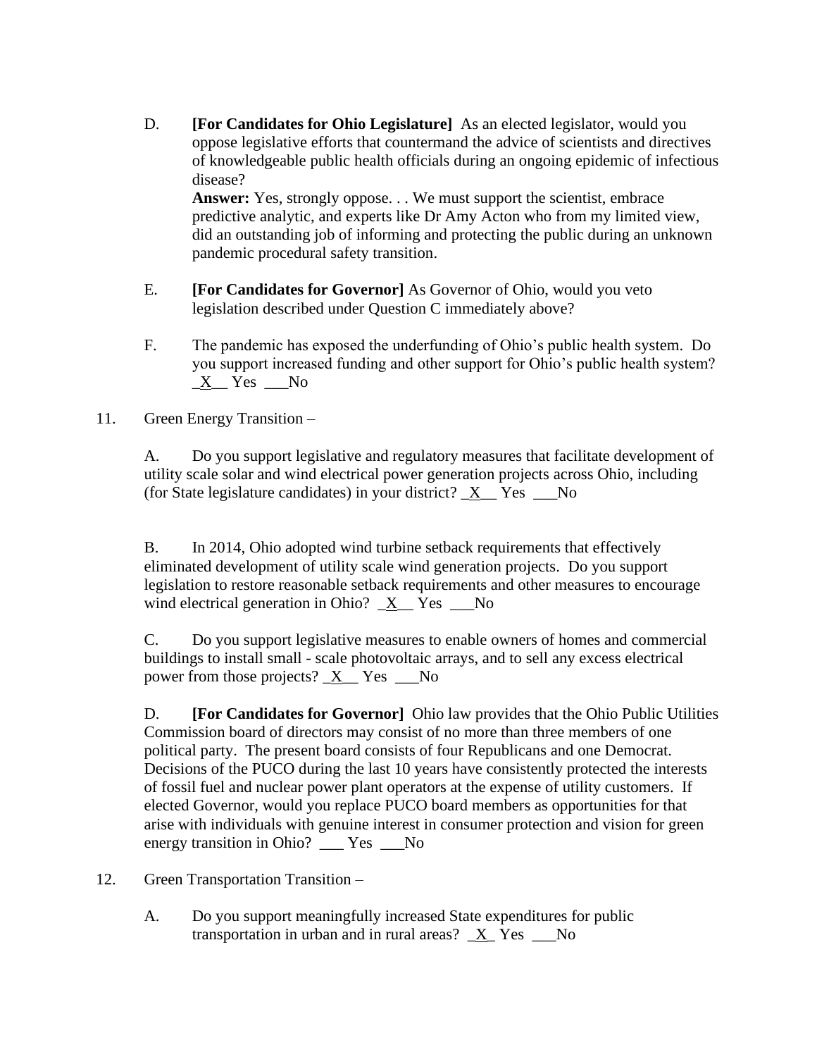D. **[For Candidates for Ohio Legislature]** As an elected legislator, would you oppose legislative efforts that countermand the advice of scientists and directives of knowledgeable public health officials during an ongoing epidemic of infectious disease?
**Answer:** Yes, strongly oppose. . . We must support the scientist, embrace predictive analytic, and experts like Dr Amy Acton who from my limited view, did an outstanding job of informing and protecting the public during an unknown pandemic procedural safety transition.

E. **[For Candidates for Governor]** As Governor of Ohio, would you veto legislation described under Question C immediately above?

F. The pandemic has exposed the underfunding of Ohio's public health system. Do you support increased funding and other support for Ohio's public health system? _X__ Yes ___No

11. Green Energy Transition –

A. Do you support legislative and regulatory measures that facilitate development of utility scale solar and wind electrical power generation projects across Ohio, including (for State legislature candidates) in your district? _X__ Yes ___No

B. In 2014, Ohio adopted wind turbine setback requirements that effectively eliminated development of utility scale wind generation projects. Do you support legislation to restore reasonable setback requirements and other measures to encourage wind electrical generation in Ohio? _X__ Yes ___No

C. Do you support legislative measures to enable owners of homes and commercial buildings to install small - scale photovoltaic arrays, and to sell any excess electrical power from those projects? _X__ Yes ___No

D. **[For Candidates for Governor]** Ohio law provides that the Ohio Public Utilities Commission board of directors may consist of no more than three members of one political party. The present board consists of four Republicans and one Democrat. Decisions of the PUCO during the last 10 years have consistently protected the interests of fossil fuel and nuclear power plant operators at the expense of utility customers. If elected Governor, would you replace PUCO board members as opportunities for that arise with individuals with genuine interest in consumer protection and vision for green energy transition in Ohio? ___ Yes ___No

12. Green Transportation Transition –

A. Do you support meaningfully increased State expenditures for public transportation in urban and in rural areas? _X_ Yes ___No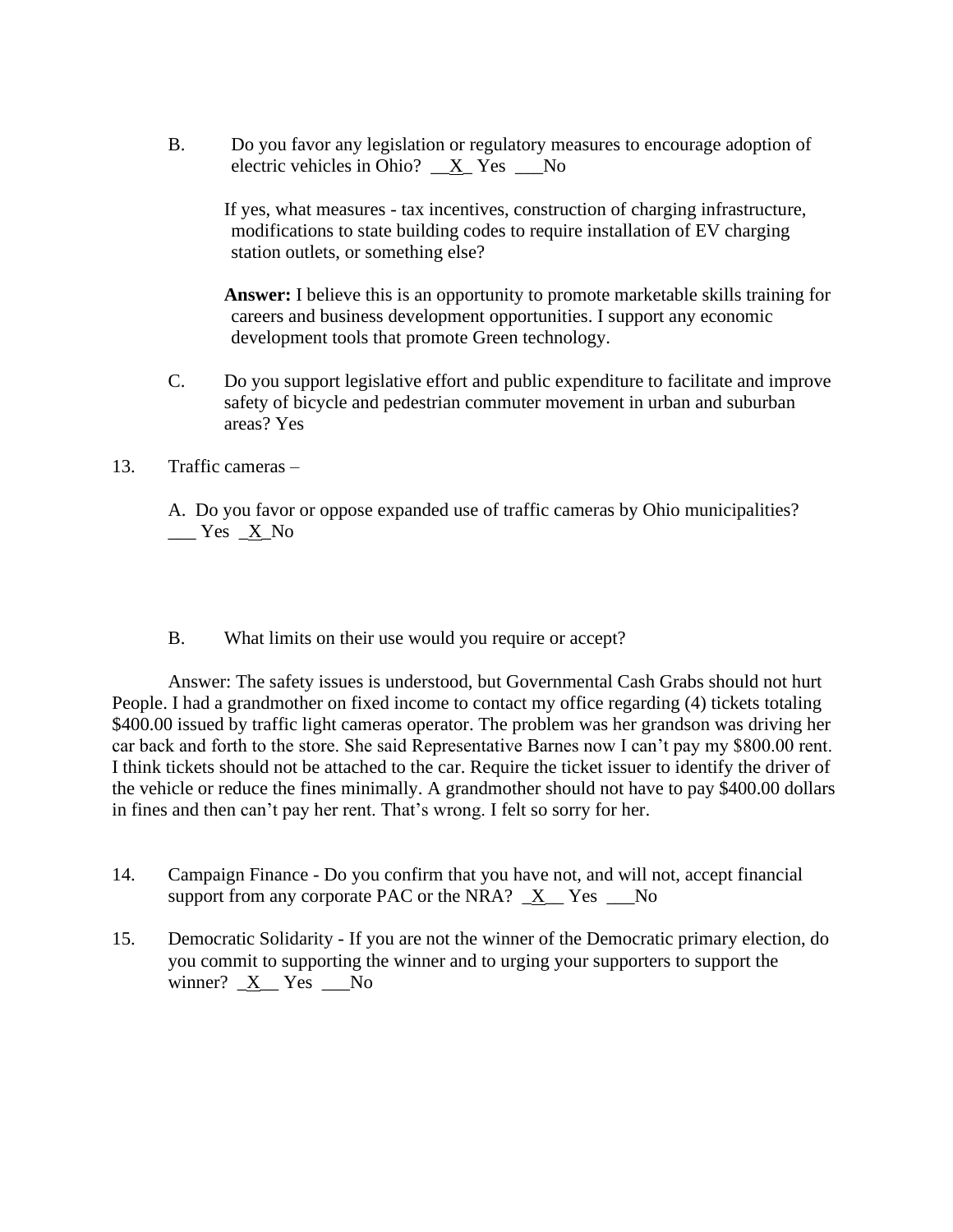B. Do you favor any legislation or regulatory measures to encourage adoption of electric vehicles in Ohio? __X_ Yes ___No

If yes, what measures - tax incentives, construction of charging infrastructure, modifications to state building codes to require installation of EV charging station outlets, or something else?

**Answer:** I believe this is an opportunity to promote marketable skills training for careers and business development opportunities. I support any economic development tools that promote Green technology.

C. Do you support legislative effort and public expenditure to facilitate and improve safety of bicycle and pedestrian commuter movement in urban and suburban areas? Yes

13. Traffic cameras –

A. Do you favor or oppose expanded use of traffic cameras by Ohio municipalities? ___ Yes _X_No

B. What limits on their use would you require or accept?

Answer: The safety issues is understood, but Governmental Cash Grabs should not hurt People. I had a grandmother on fixed income to contact my office regarding (4) tickets totaling $400.00 issued by traffic light cameras operator. The problem was her grandson was driving her car back and forth to the store. She said Representative Barnes now I can't pay my $800.00 rent. I think tickets should not be attached to the car. Require the ticket issuer to identify the driver of the vehicle or reduce the fines minimally. A grandmother should not have to pay $400.00 dollars in fines and then can't pay her rent. That's wrong. I felt so sorry for her.

14. Campaign Finance - Do you confirm that you have not, and will not, accept financial support from any corporate PAC or the NRA? _X__ Yes ___No

15. Democratic Solidarity - If you are not the winner of the Democratic primary election, do you commit to supporting the winner and to urging your supporters to support the winner? _X__ Yes ___No